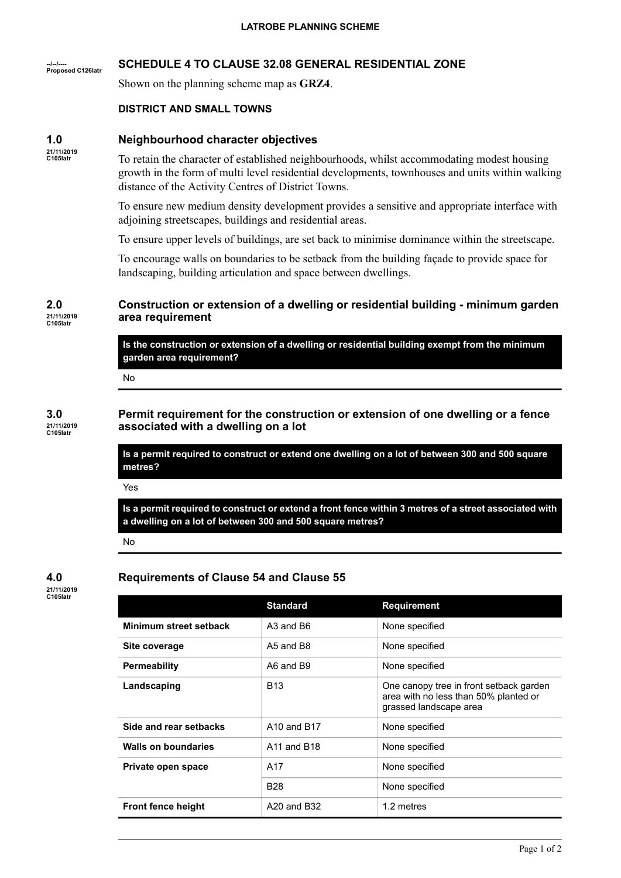--/--/----
Proposed C126latr

# SCHEDULE 4 TO CLAUSE 32.08 GENERAL RESIDENTIAL ZONE

Shown on the planning scheme map as **GRZ4**.

**DISTRICT AND SMALL TOWNS**

## 1.0 Neighbourhood character objectives

21/11/2019
C105latr

To retain the character of established neighbourhoods, whilst accommodating modest housing growth in the form of multi level residential developments, townhouses and units within walking distance of the Activity Centres of District Towns.

To ensure new medium density development provides a sensitive and appropriate interface with adjoining streetscapes, buildings and residential areas.

To ensure upper levels of buildings, are set back to minimise dominance within the streetscape.

To encourage walls on boundaries to be setback from the building façade to provide space for landscaping, building articulation and space between dwellings.

## 2.0 Construction or extension of a dwelling or residential building - minimum garden area requirement

21/11/2019
C105latr

| Is the construction or extension of a dwelling or residential building exempt from the minimum garden area requirement? |
|---|
| No |

## 3.0 Permit requirement for the construction or extension of one dwelling or a fence associated with a dwelling on a lot

21/11/2019
C105latr

| Is a permit required to construct or extend one dwelling on a lot of between 300 and 500 square metres? |
|---|
| Yes |
| **Is a permit required to construct or extend a front fence within 3 metres of a street associated with a dwelling on a lot of between 300 and 500 square metres?** |
| No |

## 4.0 Requirements of Clause 54 and Clause 55

21/11/2019
C105latr

| | Standard | Requirement |
|---|---|---|
| **Minimum street setback** | A3 and B6 | None specified |
| **Site coverage** | A5 and B8 | None specified |
| **Permeability** | A6 and B9 | None specified |
| **Landscaping** | B13 | One canopy tree in front setback garden area with no less than 50% planted or grassed landscape area |
| **Side and rear setbacks** | A10 and B17 | None specified |
| **Walls on boundaries** | A11 and B18 | None specified |
| **Private open space** | A17 | None specified |
| | B28 | None specified |
| **Front fence height** | A20 and B32 | 1.2 metres |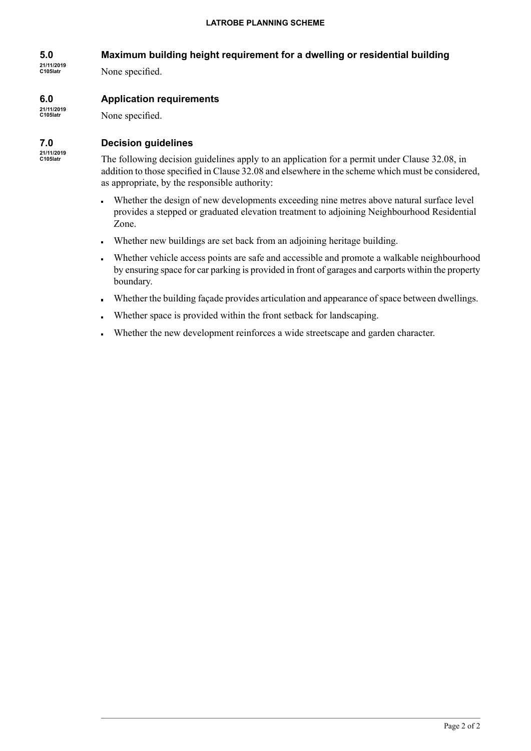## 5.0 Maximum building height requirement for a dwelling or residential building

21/11/2019
C105latr

None specified.

## 6.0 Application requirements

21/11/2019
C105latr

None specified.

## 7.0 Decision guidelines

21/11/2019
C105latr

The following decision guidelines apply to an application for a permit under Clause 32.08, in addition to those specified in Clause 32.08 and elsewhere in the scheme which must be considered, as appropriate, by the responsible authority:

- Whether the design of new developments exceeding nine metres above natural surface level provides a stepped or graduated elevation treatment to adjoining Neighbourhood Residential Zone.
- Whether new buildings are set back from an adjoining heritage building.
- Whether vehicle access points are safe and accessible and promote a walkable neighbourhood by ensuring space for car parking is provided in front of garages and carports within the property boundary.
- Whether the building façade provides articulation and appearance of space between dwellings.
- Whether space is provided within the front setback for landscaping.
- Whether the new development reinforces a wide streetscape and garden character.